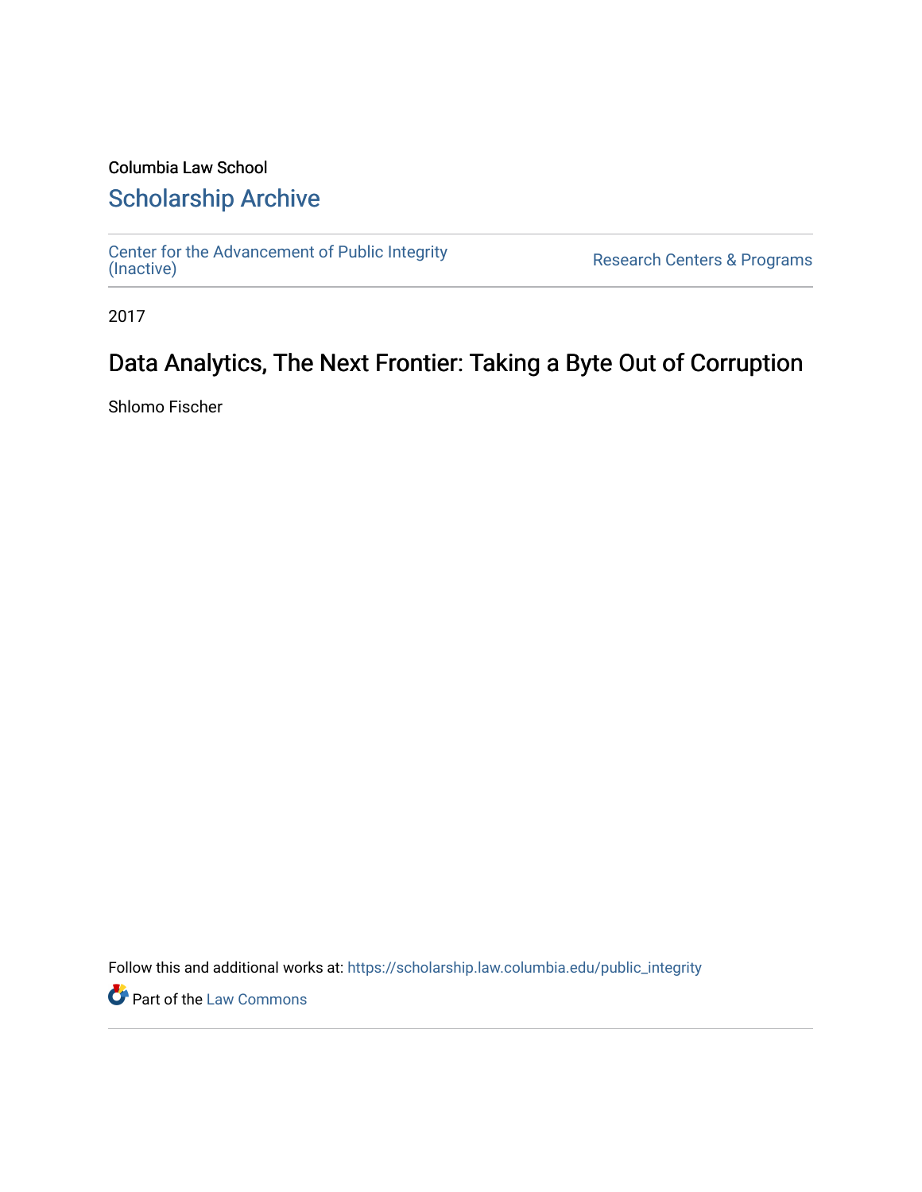Columbia Law School

## Scholarship Archive

Center for the Advancement of Public Integrity (Inactive) | Research Centers & Programs

2017

# Data Analytics, The Next Frontier: Taking a Byte Out of Corruption

Shlomo Fischer

Follow this and additional works at: https://scholarship.law.columbia.edu/public_integrity

Part of the Law Commons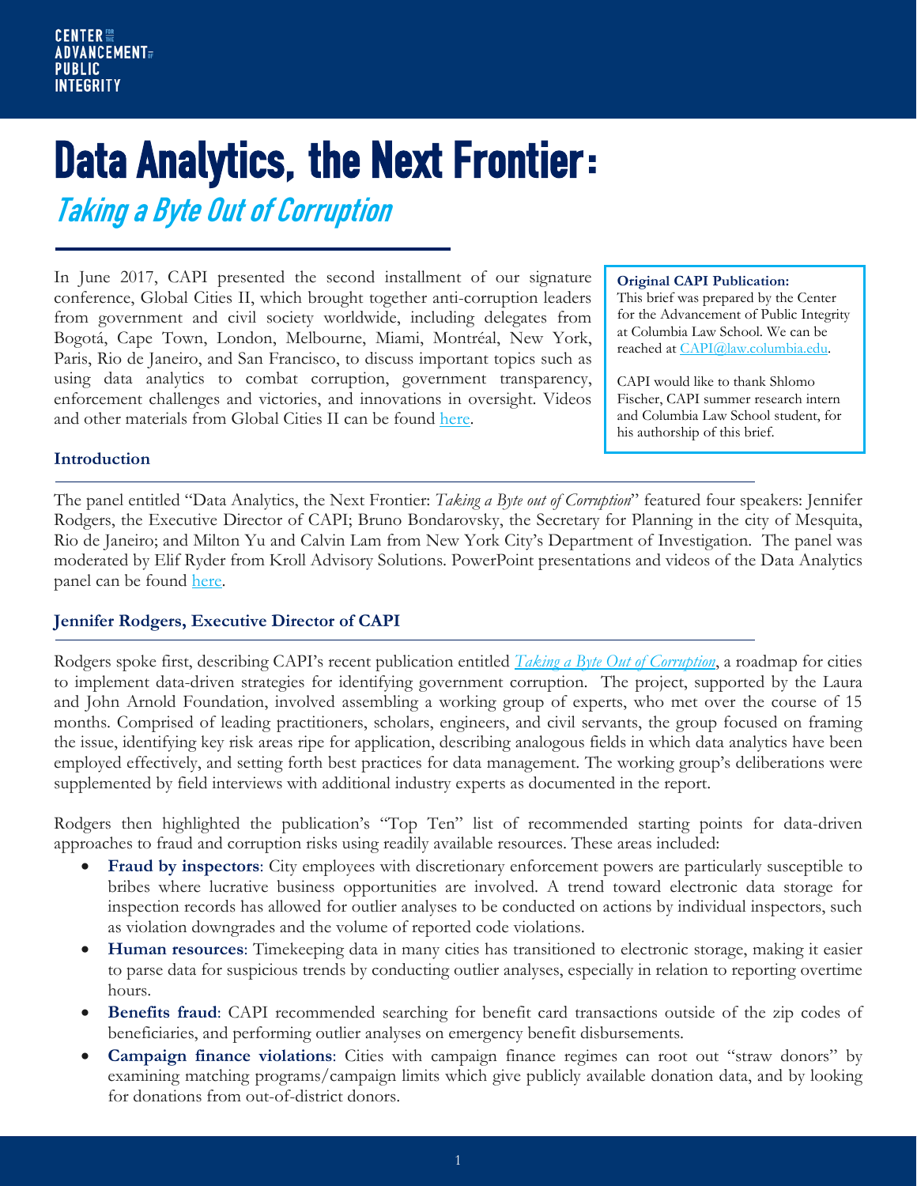CENTER FOR THE ADVANCEMENT OF PUBLIC INTEGRITY

# Data Analytics, the Next Frontier:

## *Taking a Byte Out of Corruption*

In June 2017, CAPI presented the second installment of our signature conference, Global Cities II, which brought together anti-corruption leaders from government and civil society worldwide, including delegates from Bogotá, Cape Town, London, Melbourne, Miami, Montréal, New York, Paris, Rio de Janeiro, and San Francisco, to discuss important topics such as using data analytics to combat corruption, government transparency, enforcement challenges and victories, and innovations in oversight. Videos and other materials from Global Cities II can be found [here](#).

> **Original CAPI Publication:**
> This brief was prepared by the Center for the Advancement of Public Integrity at Columbia Law School. We can be reached at [CAPI@law.columbia.edu](mailto:CAPI@law.columbia.edu).
>
> CAPI would like to thank Shlomo Fischer, CAPI summer research intern and Columbia Law School student, for his authorship of this brief.

### Introduction

The panel entitled "Data Analytics, the Next Frontier: *Taking a Byte out of Corruption*" featured four speakers: Jennifer Rodgers, the Executive Director of CAPI; Bruno Bondarovsky, the Secretary for Planning in the city of Mesquita, Rio de Janeiro; and Milton Yu and Calvin Lam from New York City's Department of Investigation. The panel was moderated by Elif Ryder from Kroll Advisory Solutions. PowerPoint presentations and videos of the Data Analytics panel can be found [here](#).

### Jennifer Rodgers, Executive Director of CAPI

Rodgers spoke first, describing CAPI's recent publication entitled [*Taking a Byte Out of Corruption*](#), a roadmap for cities to implement data-driven strategies for identifying government corruption. The project, supported by the Laura and John Arnold Foundation, involved assembling a working group of experts, who met over the course of 15 months. Comprised of leading practitioners, scholars, engineers, and civil servants, the group focused on framing the issue, identifying key risk areas ripe for application, describing analogous fields in which data analytics have been employed effectively, and setting forth best practices for data management. The working group's deliberations were supplemented by field interviews with additional industry experts as documented in the report.

Rodgers then highlighted the publication's "Top Ten" list of recommended starting points for data-driven approaches to fraud and corruption risks using readily available resources. These areas included:

- **Fraud by inspectors**: City employees with discretionary enforcement powers are particularly susceptible to bribes where lucrative business opportunities are involved. A trend toward electronic data storage for inspection records has allowed for outlier analyses to be conducted on actions by individual inspectors, such as violation downgrades and the volume of reported code violations.
- **Human resources**: Timekeeping data in many cities has transitioned to electronic storage, making it easier to parse data for suspicious trends by conducting outlier analyses, especially in relation to reporting overtime hours.
- **Benefits fraud**: CAPI recommended searching for benefit card transactions outside of the zip codes of beneficiaries, and performing outlier analyses on emergency benefit disbursements.
- **Campaign finance violations**: Cities with campaign finance regimes can root out "straw donors" by examining matching programs/campaign limits which give publicly available donation data, and by looking for donations from out-of-district donors.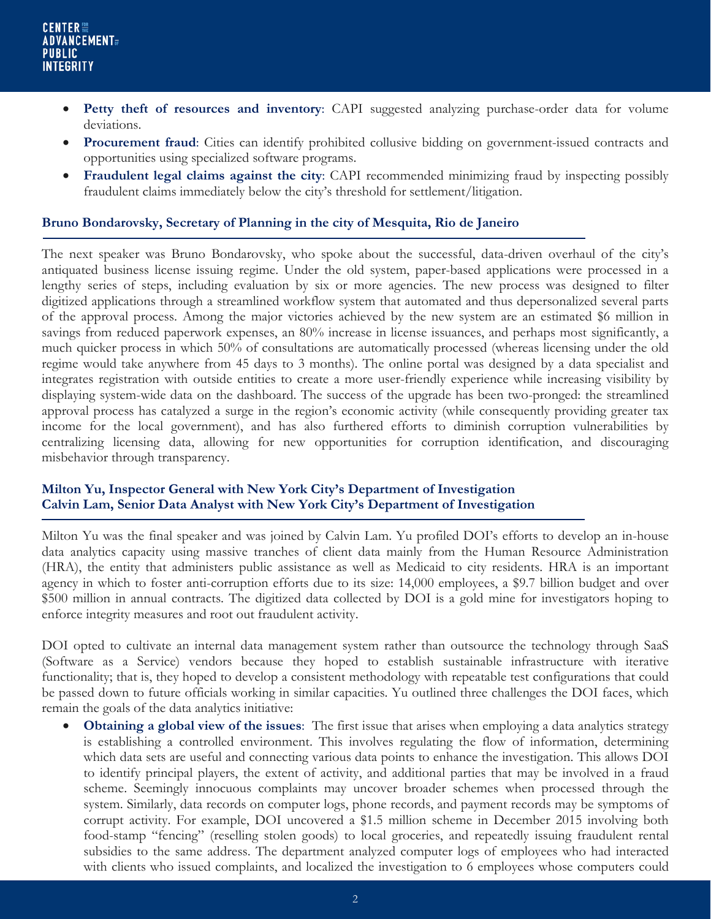- **Petty theft of resources and inventory**: CAPI suggested analyzing purchase-order data for volume deviations.
- **Procurement fraud**: Cities can identify prohibited collusive bidding on government-issued contracts and opportunities using specialized software programs.
- **Fraudulent legal claims against the city**: CAPI recommended minimizing fraud by inspecting possibly fraudulent claims immediately below the city's threshold for settlement/litigation.

### Bruno Bondarovsky, Secretary of Planning in the city of Mesquita, Rio de Janeiro

The next speaker was Bruno Bondarovsky, who spoke about the successful, data-driven overhaul of the city's antiquated business license issuing regime. Under the old system, paper-based applications were processed in a lengthy series of steps, including evaluation by six or more agencies. The new process was designed to filter digitized applications through a streamlined workflow system that automated and thus depersonalized several parts of the approval process. Among the major victories achieved by the new system are an estimated $6 million in savings from reduced paperwork expenses, an 80% increase in license issuances, and perhaps most significantly, a much quicker process in which 50% of consultations are automatically processed (whereas licensing under the old regime would take anywhere from 45 days to 3 months). The online portal was designed by a data specialist and integrates registration with outside entities to create a more user-friendly experience while increasing visibility by displaying system-wide data on the dashboard. The success of the upgrade has been two-pronged: the streamlined approval process has catalyzed a surge in the region's economic activity (while consequently providing greater tax income for the local government), and has also furthered efforts to diminish corruption vulnerabilities by centralizing licensing data, allowing for new opportunities for corruption identification, and discouraging misbehavior through transparency.

### Milton Yu, Inspector General with New York City's Department of Investigation
### Calvin Lam, Senior Data Analyst with New York City's Department of Investigation

Milton Yu was the final speaker and was joined by Calvin Lam. Yu profiled DOI's efforts to develop an in-house data analytics capacity using massive tranches of client data mainly from the Human Resource Administration (HRA), the entity that administers public assistance as well as Medicaid to city residents. HRA is an important agency in which to foster anti-corruption efforts due to its size: 14,000 employees, a $9.7 billion budget and over $500 million in annual contracts. The digitized data collected by DOI is a gold mine for investigators hoping to enforce integrity measures and root out fraudulent activity.

DOI opted to cultivate an internal data management system rather than outsource the technology through SaaS (Software as a Service) vendors because they hoped to establish sustainable infrastructure with iterative functionality; that is, they hoped to develop a consistent methodology with repeatable test configurations that could be passed down to future officials working in similar capacities. Yu outlined three challenges the DOI faces, which remain the goals of the data analytics initiative:

- **Obtaining a global view of the issues**: The first issue that arises when employing a data analytics strategy is establishing a controlled environment. This involves regulating the flow of information, determining which data sets are useful and connecting various data points to enhance the investigation. This allows DOI to identify principal players, the extent of activity, and additional parties that may be involved in a fraud scheme. Seemingly innocuous complaints may uncover broader schemes when processed through the system. Similarly, data records on computer logs, phone records, and payment records may be symptoms of corrupt activity. For example, DOI uncovered a $1.5 million scheme in December 2015 involving both food-stamp "fencing" (reselling stolen goods) to local groceries, and repeatedly issuing fraudulent rental subsidies to the same address. The department analyzed computer logs of employees who had interacted with clients who issued complaints, and localized the investigation to 6 employees whose computers could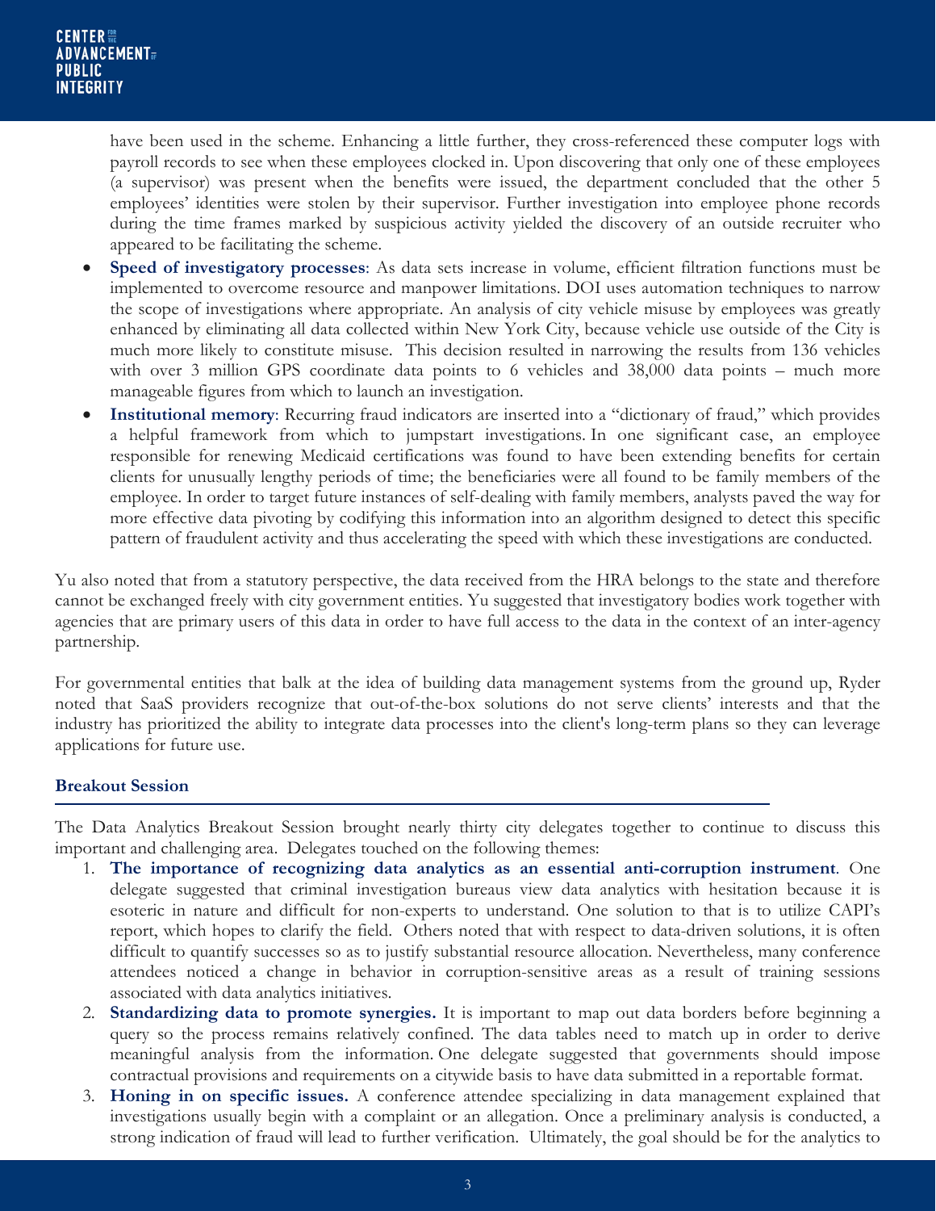have been used in the scheme. Enhancing a little further, they cross-referenced these computer logs with payroll records to see when these employees clocked in. Upon discovering that only one of these employees (a supervisor) was present when the benefits were issued, the department concluded that the other 5 employees' identities were stolen by their supervisor. Further investigation into employee phone records during the time frames marked by suspicious activity yielded the discovery of an outside recruiter who appeared to be facilitating the scheme.

- **Speed of investigatory processes**: As data sets increase in volume, efficient filtration functions must be implemented to overcome resource and manpower limitations. DOI uses automation techniques to narrow the scope of investigations where appropriate. An analysis of city vehicle misuse by employees was greatly enhanced by eliminating all data collected within New York City, because vehicle use outside of the City is much more likely to constitute misuse. This decision resulted in narrowing the results from 136 vehicles with over 3 million GPS coordinate data points to 6 vehicles and 38,000 data points – much more manageable figures from which to launch an investigation.
- **Institutional memory**: Recurring fraud indicators are inserted into a "dictionary of fraud," which provides a helpful framework from which to jumpstart investigations. In one significant case, an employee responsible for renewing Medicaid certifications was found to have been extending benefits for certain clients for unusually lengthy periods of time; the beneficiaries were all found to be family members of the employee. In order to target future instances of self-dealing with family members, analysts paved the way for more effective data pivoting by codifying this information into an algorithm designed to detect this specific pattern of fraudulent activity and thus accelerating the speed with which these investigations are conducted.

Yu also noted that from a statutory perspective, the data received from the HRA belongs to the state and therefore cannot be exchanged freely with city government entities. Yu suggested that investigatory bodies work together with agencies that are primary users of this data in order to have full access to the data in the context of an inter-agency partnership.

For governmental entities that balk at the idea of building data management systems from the ground up, Ryder noted that SaaS providers recognize that out-of-the-box solutions do not serve clients' interests and that the industry has prioritized the ability to integrate data processes into the client's long-term plans so they can leverage applications for future use.

## Breakout Session

The Data Analytics Breakout Session brought nearly thirty city delegates together to continue to discuss this important and challenging area. Delegates touched on the following themes:

1. **The importance of recognizing data analytics as an essential anti-corruption instrument**. One delegate suggested that criminal investigation bureaus view data analytics with hesitation because it is esoteric in nature and difficult for non-experts to understand. One solution to that is to utilize CAPI's report, which hopes to clarify the field. Others noted that with respect to data-driven solutions, it is often difficult to quantify successes so as to justify substantial resource allocation. Nevertheless, many conference attendees noticed a change in behavior in corruption-sensitive areas as a result of training sessions associated with data analytics initiatives.
2. **Standardizing data to promote synergies.** It is important to map out data borders before beginning a query so the process remains relatively confined. The data tables need to match up in order to derive meaningful analysis from the information. One delegate suggested that governments should impose contractual provisions and requirements on a citywide basis to have data submitted in a reportable format.
3. **Honing in on specific issues.** A conference attendee specializing in data management explained that investigations usually begin with a complaint or an allegation. Once a preliminary analysis is conducted, a strong indication of fraud will lead to further verification. Ultimately, the goal should be for the analytics to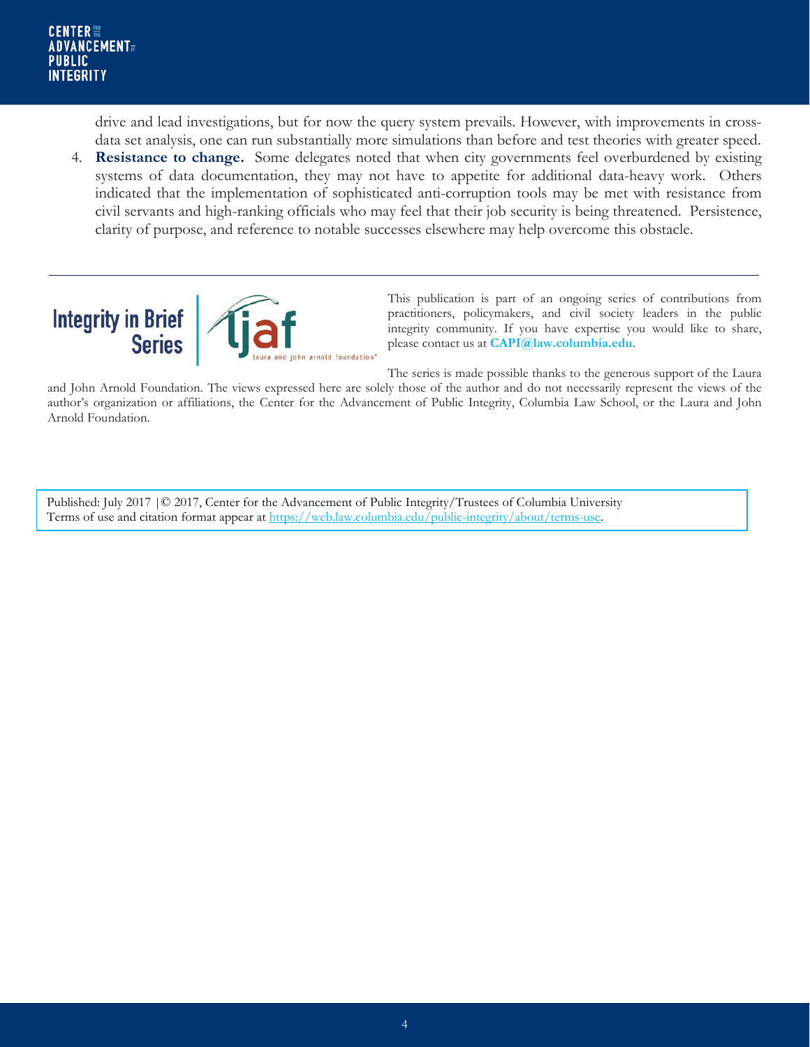drive and lead investigations, but for now the query system prevails. However, with improvements in cross-data set analysis, one can run substantially more simulations than before and test theories with greater speed.

4. **Resistance to change.** Some delegates noted that when city governments feel overburdened by existing systems of data documentation, they may not have to appetite for additional data-heavy work. Others indicated that the implementation of sophisticated anti-corruption tools may be met with resistance from civil servants and high-ranking officials who may feel that their job security is being threatened. Persistence, clarity of purpose, and reference to notable successes elsewhere may help overcome this obstacle.

---

Integrity in Brief Series

ljaf laura and john arnold foundation

This publication is part of an ongoing series of contributions from practitioners, policymakers, and civil society leaders in the public integrity community. If you have expertise you would like to share, please contact us at **CAPI@law.columbia.edu**.

The series is made possible thanks to the generous support of the Laura and John Arnold Foundation. The views expressed here are solely those of the author and do not necessarily represent the views of the author's organization or affiliations, the Center for the Advancement of Public Integrity, Columbia Law School, or the Laura and John Arnold Foundation.

Published: July 2017 |© 2017, Center for the Advancement of Public Integrity/Trustees of Columbia University
Terms of use and citation format appear at https://web.law.columbia.edu/public-integrity/about/terms-use.